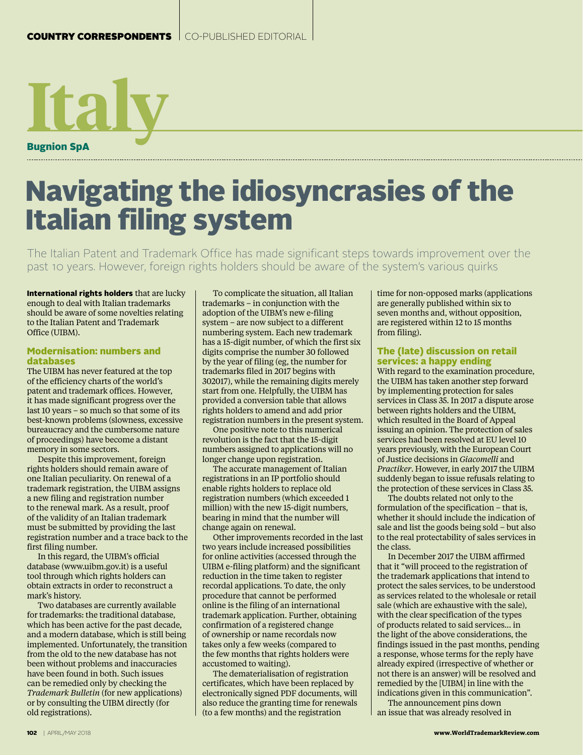# Italy

**Bugnion SpA**

# Navigating the idiosyncrasies of the Italian filing system

The Italian Patent and Trademark Office has made significant steps towards improvement over the past 10 years. However, foreign rights holders should be aware of the system's various quirks

**International rights holders** that are lucky enough to deal with Italian trademarks should be aware of some novelties relating to the Italian Patent and Trademark Office (UIBM).

## Modernisation: numbers and databases

The UIBM has never featured at the top of the efficiency charts of the world's patent and trademark offices. However, it has made significant progress over the last 10 years – so much so that some of its best-known problems (slowness, excessive bureaucracy and the cumbersome nature of proceedings) have become a distant memory in some sectors.

Despite this improvement, foreign rights holders should remain aware of one Italian peculiarity. On renewal of a trademark registration, the UIBM assigns a new filing and registration number to the renewal mark. As a result, proof of the validity of an Italian trademark must be submitted by providing the last registration number and a trace back to the first filing number.

In this regard, the UIBM's official database (www.uibm.gov.it) is a useful tool through which rights holders can obtain extracts in order to reconstruct a mark's history.

Two databases are currently available for trademarks: the traditional database, which has been active for the past decade, and a modern database, which is still being implemented. Unfortunately, the transition from the old to the new database has not been without problems and inaccuracies have been found in both. Such issues can be remedied only by checking the *Trademark Bulletin* (for new applications) or by consulting the UIBM directly (for old registrations).

To complicate the situation, all Italian trademarks – in conjunction with the adoption of the UIBM's new e-filing system – are now subject to a different numbering system. Each new trademark has a 15-digit number, of which the first six digits comprise the number 30 followed by the year of filing (eg, the number for trademarks filed in 2017 begins with 302017), while the remaining digits merely start from one. Helpfully, the UIBM has provided a conversion table that allows rights holders to amend and add prior registration numbers in the present system.

One positive note to this numerical revolution is the fact that the 15-digit numbers assigned to applications will no longer change upon registration.

The accurate management of Italian registrations in an IP portfolio should enable rights holders to replace old registration numbers (which exceeded 1 million) with the new 15-digit numbers, bearing in mind that the number will change again on renewal.

Other improvements recorded in the last two years include increased possibilities for online activities (accessed through the UIBM e-filing platform) and the significant reduction in the time taken to register recordal applications. To date, the only procedure that cannot be performed online is the filing of an international trademark application. Further, obtaining confirmation of a registered change of ownership or name recordals now takes only a few weeks (compared to the few months that rights holders were accustomed to waiting).

The dematerialisation of registration certificates, which have been replaced by electronically signed PDF documents, will also reduce the granting time for renewals (to a few months) and the registration time for non-opposed marks (applications are generally published within six to seven months and, without opposition, are registered within 12 to 15 months from filing).

## The (late) discussion on retail services: a happy ending

With regard to the examination procedure, the UIBM has taken another step forward by implementing protection for sales services in Class 35. In 2017 a dispute arose between rights holders and the UIBM, which resulted in the Board of Appeal issuing an opinion. The protection of sales services had been resolved at EU level 10 years previously, with the European Court of Justice decisions in *Giacomelli* and *Practiker*. However, in early 2017 the UIBM suddenly began to issue refusals relating to the protection of these services in Class 35.

The doubts related not only to the formulation of the specification – that is, whether it should include the indication of sale and list the goods being sold – but also to the real protectability of sales services in the class.

In December 2017 the UIBM affirmed that it "will proceed to the registration of the trademark applications that intend to protect the sales services, to be understood as services related to the wholesale or retail sale (which are exhaustive with the sale), with the clear specification of the types of products related to said services… in the light of the above considerations, the findings issued in the past months, pending a response, whose terms for the reply have already expired (irrespective of whether or not there is an answer) will be resolved and remedied by the [UIBM] in line with the indications given in this communication".

The announcement pins down an issue that was already resolved in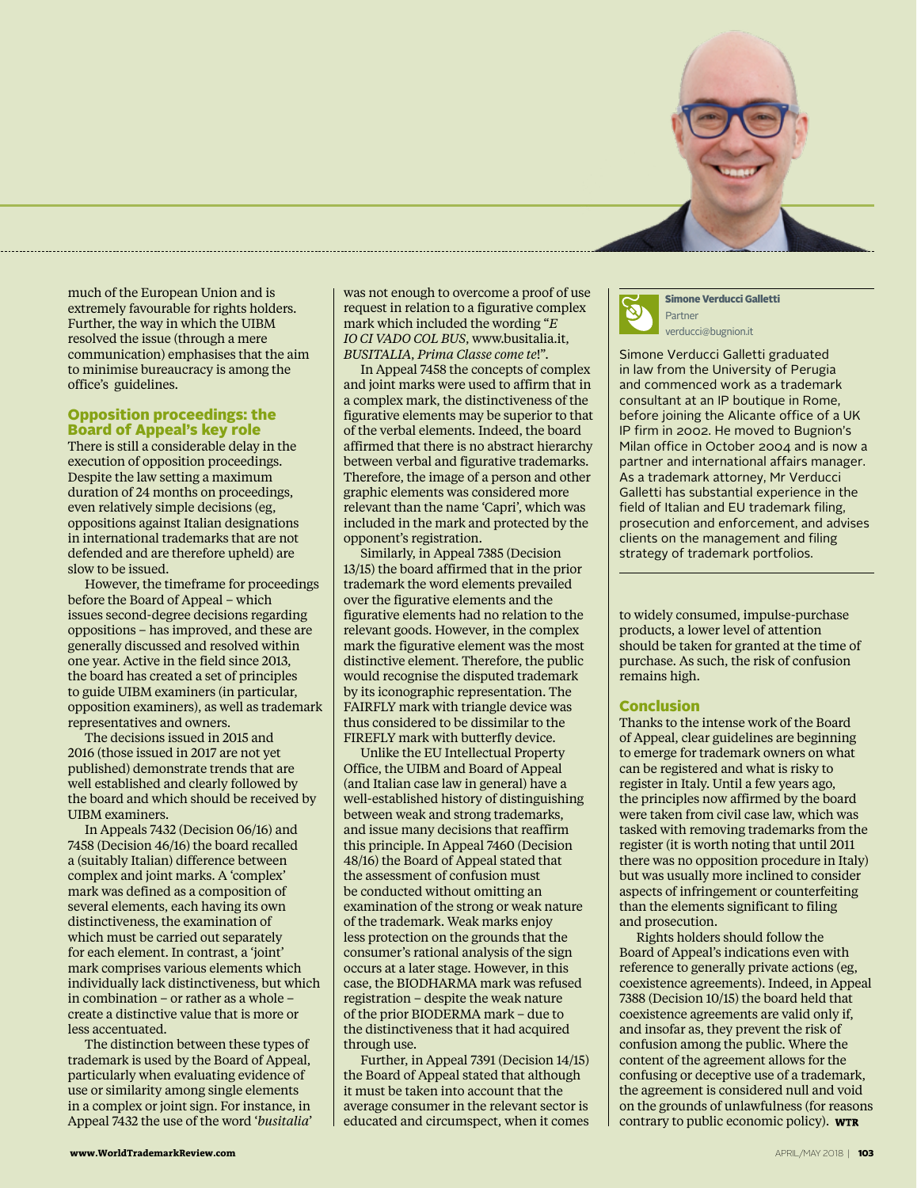much of the European Union and is extremely favourable for rights holders. Further, the way in which the UIBM resolved the issue (through a mere communication) emphasises that the aim to minimise bureaucracy is among the office's guidelines.

## Opposition proceedings: the Board of Appeal's key role

There is still a considerable delay in the execution of opposition proceedings. Despite the law setting a maximum duration of 24 months on proceedings, even relatively simple decisions (eg, oppositions against Italian designations in international trademarks that are not defended and are therefore upheld) are slow to be issued.

However, the timeframe for proceedings before the Board of Appeal – which issues second-degree decisions regarding oppositions – has improved, and these are generally discussed and resolved within one year. Active in the field since 2013, the board has created a set of principles to guide UIBM examiners (in particular, opposition examiners), as well as trademark representatives and owners.

The decisions issued in 2015 and 2016 (those issued in 2017 are not yet published) demonstrate trends that are well established and clearly followed by the board and which should be received by UIBM examiners.

In Appeals 7432 (Decision 06/16) and 7458 (Decision 46/16) the board recalled a (suitably Italian) difference between complex and joint marks. A 'complex' mark was defined as a composition of several elements, each having its own distinctiveness, the examination of which must be carried out separately for each element. In contrast, a 'joint' mark comprises various elements which individually lack distinctiveness, but which in combination – or rather as a whole – create a distinctive value that is more or less accentuated.

The distinction between these types of trademark is used by the Board of Appeal, particularly when evaluating evidence of use or similarity among single elements in a complex or joint sign. For instance, in Appeal 7432 the use of the word '*busitalia*' was not enough to overcome a proof of use request in relation to a figurative complex mark which included the wording "*E IO CI VADO COL BUS*, www.busitalia.it, *BUSITALIA*, *Prima Classe come te*!".

In Appeal 7458 the concepts of complex and joint marks were used to affirm that in a complex mark, the distinctiveness of the figurative elements may be superior to that of the verbal elements. Indeed, the board affirmed that there is no abstract hierarchy between verbal and figurative trademarks. Therefore, the image of a person and other graphic elements was considered more relevant than the name 'Capri', which was included in the mark and protected by the opponent's registration.

Similarly, in Appeal 7385 (Decision 13/15) the board affirmed that in the prior trademark the word elements prevailed over the figurative elements and the figurative elements had no relation to the relevant goods. However, in the complex mark the figurative element was the most distinctive element. Therefore, the public would recognise the disputed trademark by its iconographic representation. The FAIRFLY mark with triangle device was thus considered to be dissimilar to the FIREFLY mark with butterfly device.

Unlike the EU Intellectual Property Office, the UIBM and Board of Appeal (and Italian case law in general) have a well-established history of distinguishing between weak and strong trademarks, and issue many decisions that reaffirm this principle. In Appeal 7460 (Decision 48/16) the Board of Appeal stated that the assessment of confusion must be conducted without omitting an examination of the strong or weak nature of the trademark. Weak marks enjoy less protection on the grounds that the consumer's rational analysis of the sign occurs at a later stage. However, in this case, the BIODHARMA mark was refused registration – despite the weak nature of the prior BIODERMA mark – due to the distinctiveness that it had acquired through use.

Further, in Appeal 7391 (Decision 14/15) the Board of Appeal stated that although it must be taken into account that the average consumer in the relevant sector is educated and circumspect, when it comes to widely consumed, impulse-purchase products, a lower level of attention should be taken for granted at the time of purchase. As such, the risk of confusion remains high.

## Conclusion

Thanks to the intense work of the Board of Appeal, clear guidelines are beginning to emerge for trademark owners on what can be registered and what is risky to register in Italy. Until a few years ago, the principles now affirmed by the board were taken from civil case law, which was tasked with removing trademarks from the register (it is worth noting that until 2011 there was no opposition procedure in Italy) but was usually more inclined to consider aspects of infringement or counterfeiting than the elements significant to filing and prosecution.

Rights holders should follow the Board of Appeal's indications even with reference to generally private actions (eg, coexistence agreements). Indeed, in Appeal 7388 (Decision 10/15) the board held that coexistence agreements are valid only if, and insofar as, they prevent the risk of confusion among the public. Where the content of the agreement allows for the confusing or deceptive use of a trademark, the agreement is considered null and void on the grounds of unlawfulness (for reasons contrary to public economic policy). **WTR**

---

**Simone Verducci Galletti**
Partner
verducci@bugnion.it

Simone Verducci Galletti graduated in law from the University of Perugia and commenced work as a trademark consultant at an IP boutique in Rome, before joining the Alicante office of a UK IP firm in 2002. He moved to Bugnion's Milan office in October 2004 and is now a partner and international affairs manager. As a trademark attorney, Mr Verducci Galletti has substantial experience in the field of Italian and EU trademark filing, prosecution and enforcement, and advises clients on the management and filing strategy of trademark portfolios.